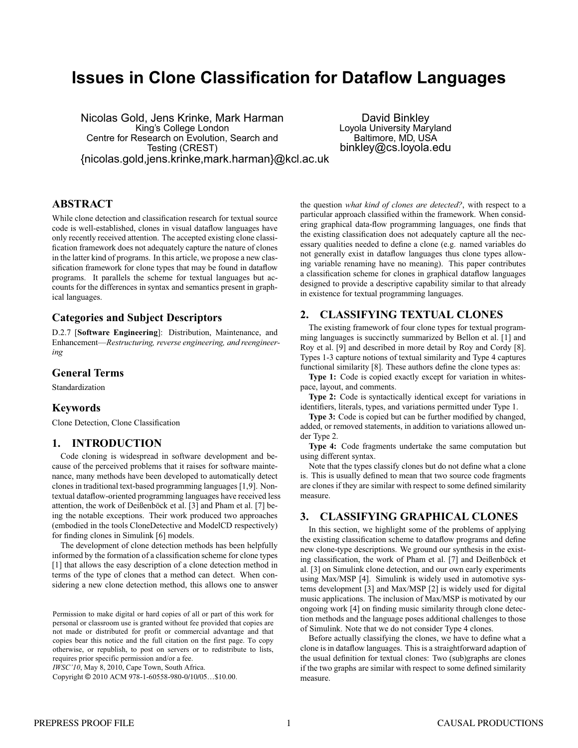# Issues in Clone Classification for Dataflow Languages

Nicolas Gold, Jens Krinke, Mark Harman
King's College London
Centre for Research on Evolution, Search and Testing (CREST)
{nicolas.gold,jens.krinke,mark.harman}@kcl.ac.uk

David Binkley
Loyola University Maryland
Baltimore, MD, USA
binkley@cs.loyola.edu

## ABSTRACT

While clone detection and classification research for textual source code is well-established, clones in visual dataflow languages have only recently received attention. The accepted existing clone classification framework does not adequately capture the nature of clones in the latter kind of programs. In this article, we propose a new classification framework for clone types that may be found in dataflow programs. It parallels the scheme for textual languages but accounts for the differences in syntax and semantics present in graphical languages.

## Categories and Subject Descriptors

D.2.7 [**Software Engineering**]: Distribution, Maintenance, and Enhancement—*Restructuring, reverse engineering, and reengineering*

## General Terms

Standardization

## Keywords

Clone Detection, Clone Classification

## 1. INTRODUCTION

Code cloning is widespread in software development and because of the perceived problems that it raises for software maintenance, many methods have been developed to automatically detect clones in traditional text-based programming languages [1,9]. Non-textual dataflow-oriented programming languages have received less attention, the work of Deißenböck et al. [3] and Pham et al. [7] being the notable exceptions. Their work produced two approaches (embodied in the tools CloneDetective and ModelCD respectively) for finding clones in Simulink [6] models.

The development of clone detection methods has been helpfully informed by the formation of a classification scheme for clone types [1] that allows the easy description of a clone detection method in terms of the type of clones that a method can detect. When considering a new clone detection method, this allows one to answer the question *what kind of clones are detected?*, with respect to a particular approach classified within the framework. When considering graphical data-flow programming languages, one finds that the existing classification does not adequately capture all the necessary qualities needed to define a clone (e.g. named variables do not generally exist in dataflow languages thus clone types allowing variable renaming have no meaning). This paper contributes a classification scheme for clones in graphical dataflow languages designed to provide a descriptive capability similar to that already in existence for textual programming languages.

## 2. CLASSIFYING TEXTUAL CLONES

The existing framework of four clone types for textual programming languages is succinctly summarized by Bellon et al. [1] and Roy et al. [9] and described in more detail by Roy and Cordy [8]. Types 1-3 capture notions of textual similarity and Type 4 captures functional similarity [8]. These authors define the clone types as:

**Type 1:** Code is copied exactly except for variation in whitespace, layout, and comments.

**Type 2:** Code is syntactically identical except for variations in identifiers, literals, types, and variations permitted under Type 1.

**Type 3:** Code is copied but can be further modified by changed, added, or removed statements, in addition to variations allowed under Type 2.

**Type 4:** Code fragments undertake the same computation but using different syntax.

Note that the types classify clones but do not define what a clone is. This is usually defined to mean that two source code fragments are clones if they are similar with respect to some defined similarity measure.

## 3. CLASSIFYING GRAPHICAL CLONES

In this section, we highlight some of the problems of applying the existing classification scheme to dataflow programs and define new clone-type descriptions. We ground our synthesis in the existing classification, the work of Pham et al. [7] and Deißenböck et al. [3] on Simulink clone detection, and our own early experiments using Max/MSP [4]. Simulink is widely used in automotive systems development [3] and Max/MSP [2] is widely used for digital music applications. The inclusion of Max/MSP is motivated by our ongoing work [4] on finding music similarity through clone detection methods and the language poses additional challenges to those of Simulink. Note that we do not consider Type 4 clones.

Before actually classifying the clones, we have to define what a clone is in dataflow languages. This is a straightforward adaption of the usual definition for textual clones: Two (sub)graphs are clones if the two graphs are similar with respect to some defined similarity measure.

Permission to make digital or hard copies of all or part of this work for personal or classroom use is granted without fee provided that copies are not made or distributed for profit or commercial advantage and that copies bear this notice and the full citation on the first page. To copy otherwise, or republish, to post on servers or to redistribute to lists, requires prior specific permission and/or a fee.
*IWSC'10*, May 8, 2010, Cape Town, South Africa.
Copyright © 2010 ACM 978-1-60558-980-0/10/05…$10.00.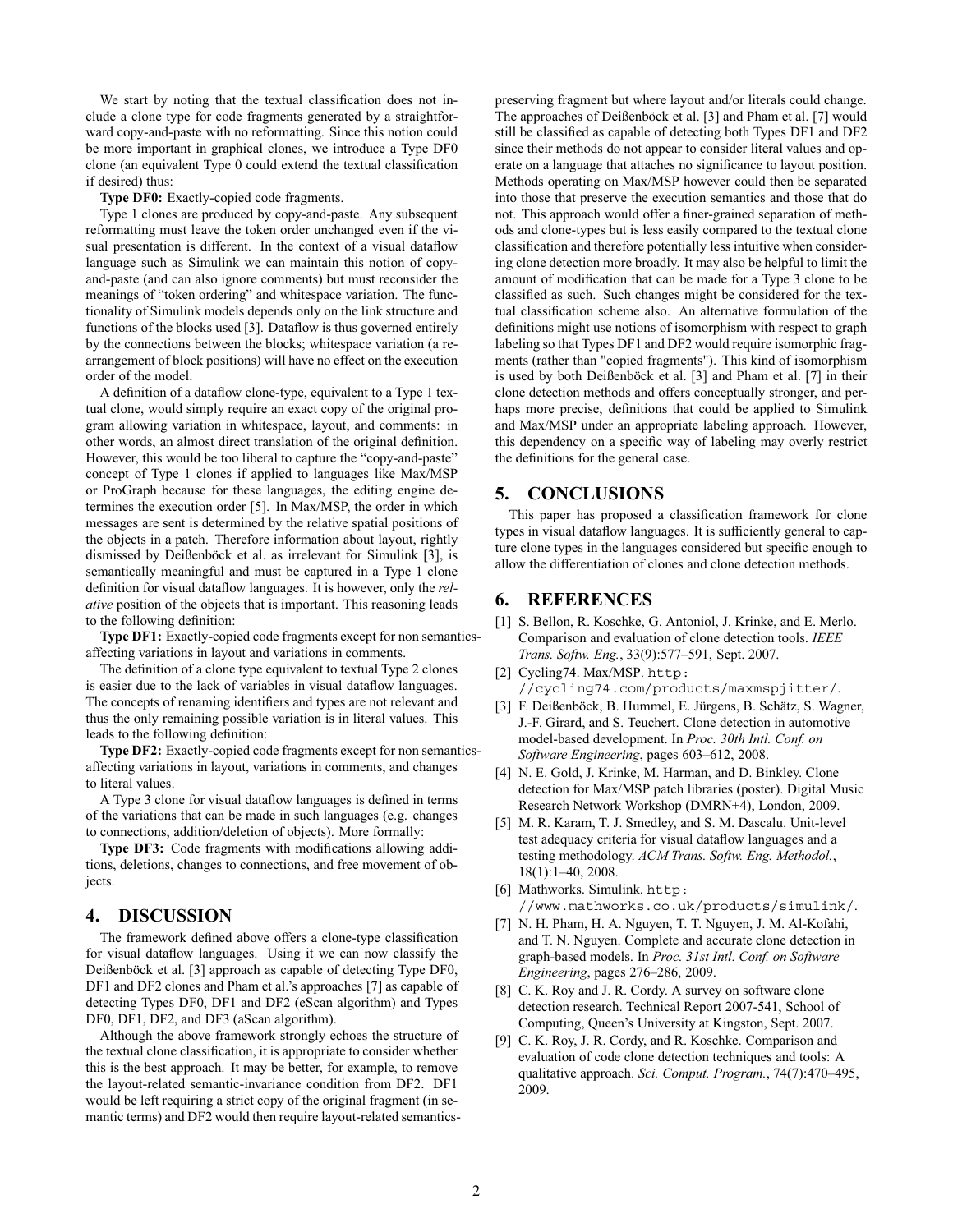We start by noting that the textual classification does not include a clone type for code fragments generated by a straightforward copy-and-paste with no reformatting. Since this notion could be more important in graphical clones, we introduce a Type DF0 clone (an equivalent Type 0 could extend the textual classification if desired) thus:

**Type DF0:** Exactly-copied code fragments.

Type 1 clones are produced by copy-and-paste. Any subsequent reformatting must leave the token order unchanged even if the visual presentation is different. In the context of a visual dataflow language such as Simulink we can maintain this notion of copy-and-paste (and can also ignore comments) but must reconsider the meanings of "token ordering" and whitespace variation. The functionality of Simulink models depends only on the link structure and functions of the blocks used [3]. Dataflow is thus governed entirely by the connections between the blocks; whitespace variation (a rearrangement of block positions) will have no effect on the execution order of the model.

A definition of a dataflow clone-type, equivalent to a Type 1 textual clone, would simply require an exact copy of the original program allowing variation in whitespace, layout, and comments: in other words, an almost direct translation of the original definition. However, this would be too liberal to capture the "copy-and-paste" concept of Type 1 clones if applied to languages like Max/MSP or ProGraph because for these languages, the editing engine determines the execution order [5]. In Max/MSP, the order in which messages are sent is determined by the relative spatial positions of the objects in a patch. Therefore information about layout, rightly dismissed by Deißenböck et al. as irrelevant for Simulink [3], is semantically meaningful and must be captured in a Type 1 clone definition for visual dataflow languages. It is however, only the *relative* position of the objects that is important. This reasoning leads to the following definition:

**Type DF1:** Exactly-copied code fragments except for non semantics-affecting variations in layout and variations in comments.

The definition of a clone type equivalent to textual Type 2 clones is easier due to the lack of variables in visual dataflow languages. The concepts of renaming identifiers and types are not relevant and thus the only remaining possible variation is in literal values. This leads to the following definition:

**Type DF2:** Exactly-copied code fragments except for non semantics-affecting variations in layout, variations in comments, and changes to literal values.

A Type 3 clone for visual dataflow languages is defined in terms of the variations that can be made in such languages (e.g. changes to connections, addition/deletion of objects). More formally:

**Type DF3:** Code fragments with modifications allowing additions, deletions, changes to connections, and free movement of objects.

## 4. DISCUSSION

The framework defined above offers a clone-type classification for visual dataflow languages. Using it we can now classify the Deißenböck et al. [3] approach as capable of detecting Type DF0, DF1 and DF2 clones and Pham et al.'s approaches [7] as capable of detecting Types DF0, DF1 and DF2 (eScan algorithm) and Types DF0, DF1, DF2, and DF3 (aScan algorithm).

Although the above framework strongly echoes the structure of the textual clone classification, it is appropriate to consider whether this is the best approach. It may be better, for example, to remove the layout-related semantic-invariance condition from DF2. DF1 would be left requiring a strict copy of the original fragment (in semantic terms) and DF2 would then require layout-related semantics-preserving fragment but where layout and/or literals could change. The approaches of Deißenböck et al. [3] and Pham et al. [7] would still be classified as capable of detecting both Types DF1 and DF2 since their methods do not appear to consider literal values and operate on a language that attaches no significance to layout position. Methods operating on Max/MSP however could then be separated into those that preserve the execution semantics and those that do not. This approach would offer a finer-grained separation of methods and clone-types but is less easily compared to the textual clone classification and therefore potentially less intuitive when considering clone detection more broadly. It may also be helpful to limit the amount of modification that can be made for a Type 3 clone to be classified as such. Such changes might be considered for the textual classification scheme also. An alternative formulation of the definitions might use notions of isomorphism with respect to graph labeling so that Types DF1 and DF2 would require isomorphic fragments (rather than "copied fragments"). This kind of isomorphism is used by both Deißenböck et al. [3] and Pham et al. [7] in their clone detection methods and offers conceptually stronger, and perhaps more precise, definitions that could be applied to Simulink and Max/MSP under an appropriate labeling approach. However, this dependency on a specific way of labeling may overly restrict the definitions for the general case.

## 5. CONCLUSIONS

This paper has proposed a classification framework for clone types in visual dataflow languages. It is sufficiently general to capture clone types in the languages considered but specific enough to allow the differentiation of clones and clone detection methods.

## 6. REFERENCES

[1] S. Bellon, R. Koschke, G. Antoniol, J. Krinke, and E. Merlo. Comparison and evaluation of clone detection tools. *IEEE Trans. Softw. Eng.*, 33(9):577–591, Sept. 2007.

[2] Cycling74. Max/MSP. `http://cycling74.com/products/maxmspjitter/`.

[3] F. Deißenböck, B. Hummel, E. Jürgens, B. Schätz, S. Wagner, J.-F. Girard, and S. Teuchert. Clone detection in automotive model-based development. In *Proc. 30th Intl. Conf. on Software Engineering*, pages 603–612, 2008.

[4] N. E. Gold, J. Krinke, M. Harman, and D. Binkley. Clone detection for Max/MSP patch libraries (poster). Digital Music Research Network Workshop (DMRN+4), London, 2009.

[5] M. R. Karam, T. J. Smedley, and S. M. Dascalu. Unit-level test adequacy criteria for visual dataflow languages and a testing methodology. *ACM Trans. Softw. Eng. Methodol.*, 18(1):1–40, 2008.

[6] Mathworks. Simulink. `http://www.mathworks.co.uk/products/simulink/`.

[7] N. H. Pham, H. A. Nguyen, T. T. Nguyen, J. M. Al-Kofahi, and T. N. Nguyen. Complete and accurate clone detection in graph-based models. In *Proc. 31st Intl. Conf. on Software Engineering*, pages 276–286, 2009.

[8] C. K. Roy and J. R. Cordy. A survey on software clone detection research. Technical Report 2007-541, School of Computing, Queen's University at Kingston, Sept. 2007.

[9] C. K. Roy, J. R. Cordy, and R. Koschke. Comparison and evaluation of code clone detection techniques and tools: A qualitative approach. *Sci. Comput. Program.*, 74(7):470–495, 2009.